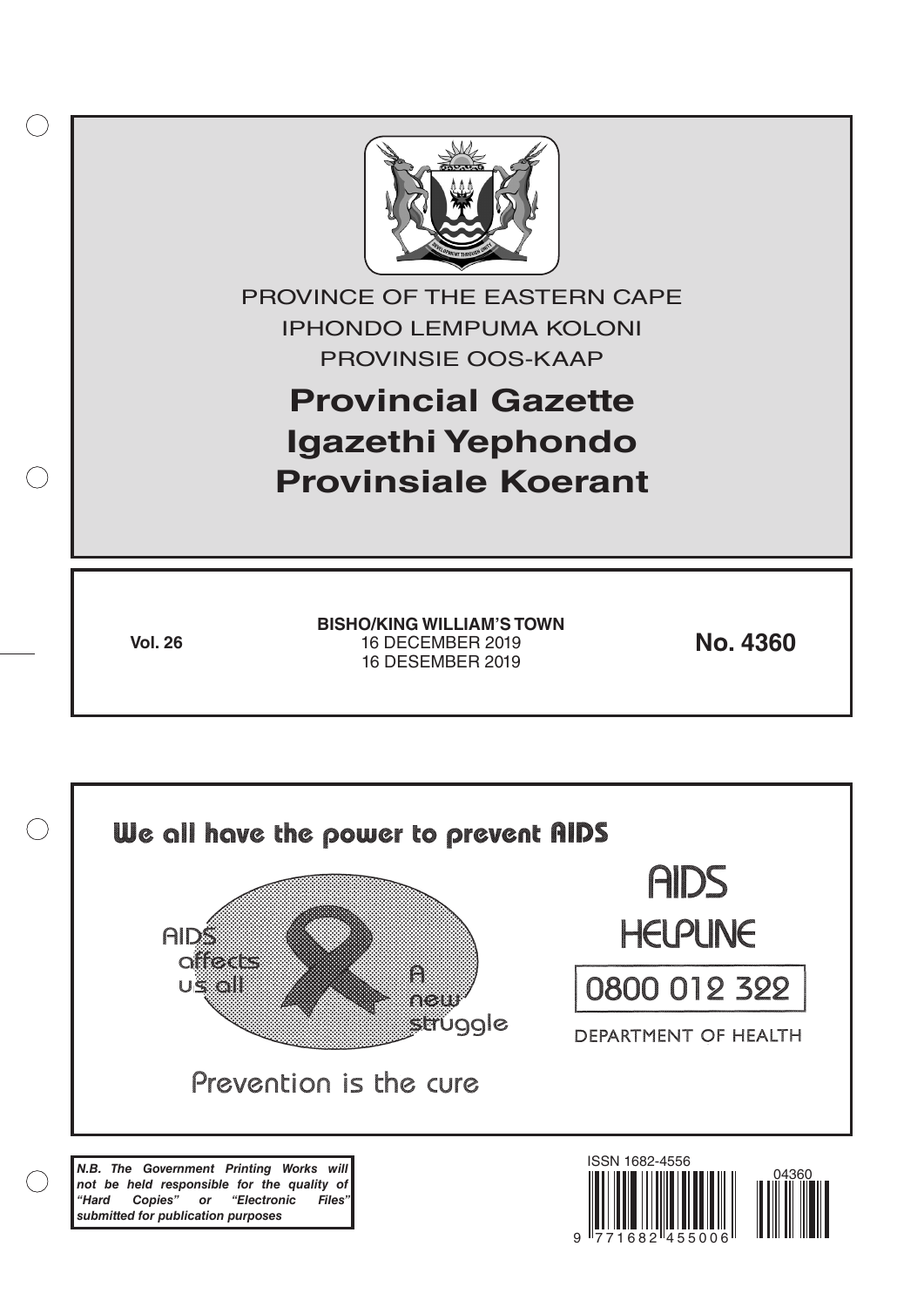PROVINCE OF THE EASTERN CAPE

IPHONDO LEMPUMA KOLONI

PROVINSIE OOS-KAAP

# Provincial Gazette
# Igazethi Yephondo
# Provinsiale Koerant

**Vol. 26**

**BISHO/KING WILLIAM'S TOWN**
16 DECEMBER 2019
16 DESEMBER 2019

**No. 4360**

We all have the power to prevent AIDS

AIDS affects us all

A new struggle

Prevention is the cure

AIDS HELPLINE

0800 012 322

DEPARTMENT OF HEALTH

***N.B. The Government Printing Works will not be held responsible for the quality of "Hard Copies" or "Electronic Files" submitted for publication purposes***

ISSN 1682-4556

04360

9 771682 455006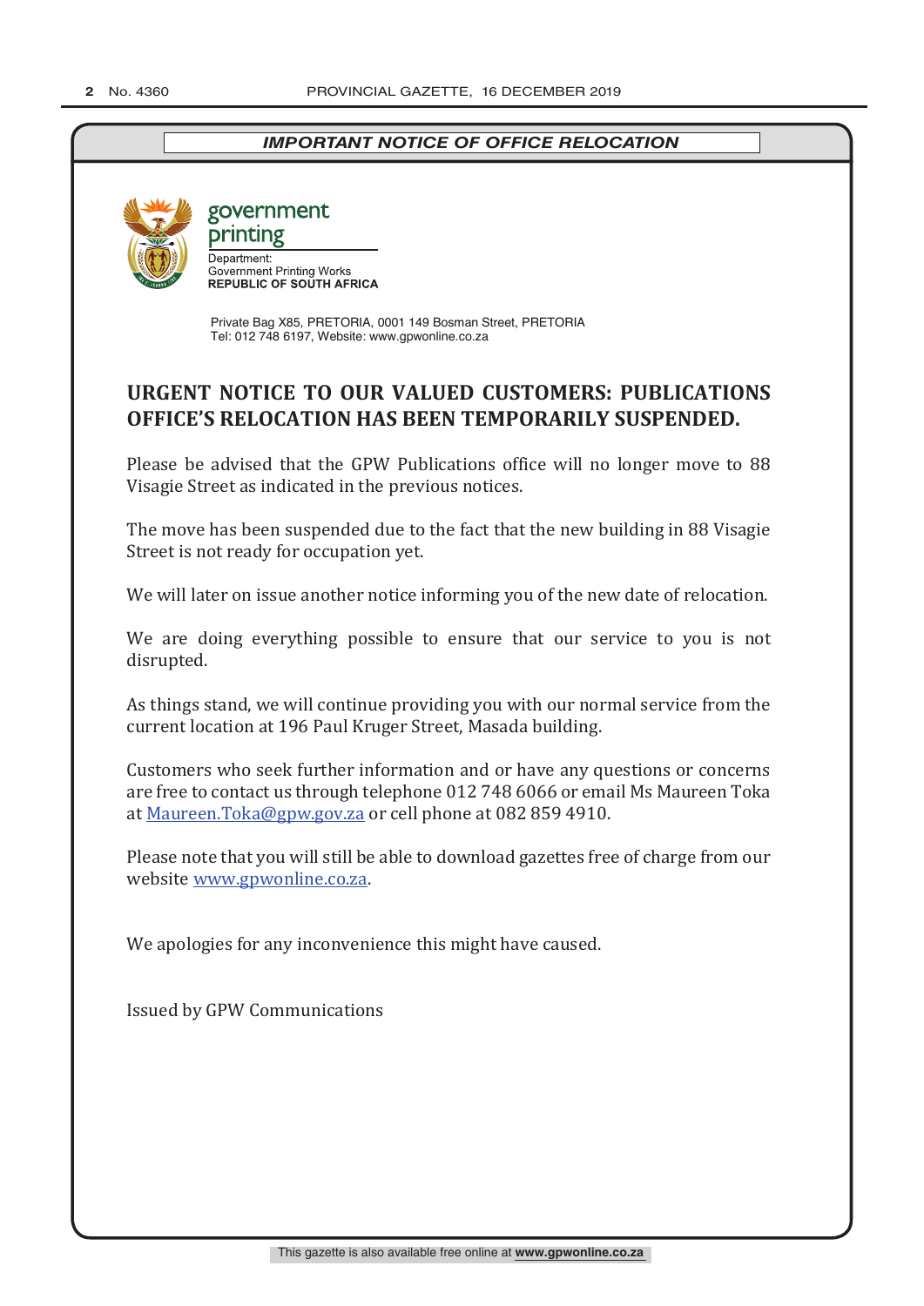***IMPORTANT NOTICE OF OFFICE RELOCATION***

government printing

Department:
Government Printing Works
**REPUBLIC OF SOUTH AFRICA**

Private Bag X85, PRETORIA, 0001 149 Bosman Street, PRETORIA
Tel: 012 748 6197, Website: www.gpwonline.co.za

## URGENT NOTICE TO OUR VALUED CUSTOMERS: PUBLICATIONS OFFICE'S RELOCATION HAS BEEN TEMPORARILY SUSPENDED.

Please be advised that the GPW Publications office will no longer move to 88 Visagie Street as indicated in the previous notices.

The move has been suspended due to the fact that the new building in 88 Visagie Street is not ready for occupation yet.

We will later on issue another notice informing you of the new date of relocation.

We are doing everything possible to ensure that our service to you is not disrupted.

As things stand, we will continue providing you with our normal service from the current location at 196 Paul Kruger Street, Masada building.

Customers who seek further information and or have any questions or concerns are free to contact us through telephone 012 748 6066 or email Ms Maureen Toka at Maureen.Toka@gpw.gov.za or cell phone at 082 859 4910.

Please note that you will still be able to download gazettes free of charge from our website www.gpwonline.co.za.

We apologies for any inconvenience this might have caused.

Issued by GPW Communications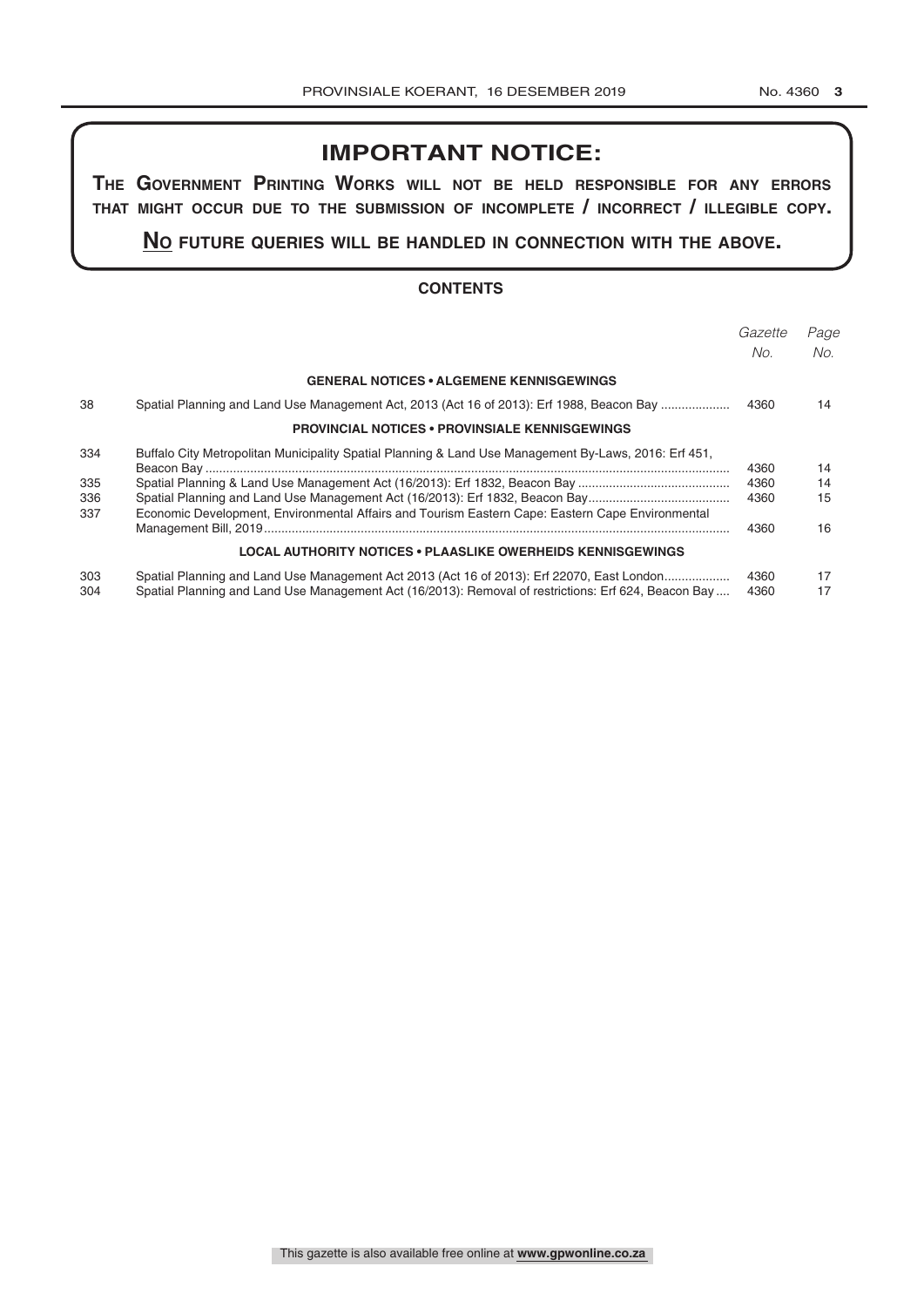## IMPORTANT NOTICE:

**THE GOVERNMENT PRINTING WORKS WILL NOT BE HELD RESPONSIBLE FOR ANY ERRORS THAT MIGHT OCCUR DUE TO THE SUBMISSION OF INCOMPLETE / INCORRECT / ILLEGIBLE COPY.**

**NO FUTURE QUERIES WILL BE HANDLED IN CONNECTION WITH THE ABOVE.**

### CONTENTS

| | | *Gazette No.* | *Page No.* |
|---|---|---|---|
| | **GENERAL NOTICES • ALGEMENE KENNISGEWINGS** | | |
| 38 | Spatial Planning and Land Use Management Act, 2013 (Act 16 of 2013): Erf 1988, Beacon Bay | 4360 | 14 |
| | **PROVINCIAL NOTICES • PROVINSIALE KENNISGEWINGS** | | |
| 334 | Buffalo City Metropolitan Municipality Spatial Planning & Land Use Management By-Laws, 2016: Erf 451, Beacon Bay | 4360 | 14 |
| 335 | Spatial Planning & Land Use Management Act (16/2013): Erf 1832, Beacon Bay | 4360 | 14 |
| 336 | Spatial Planning and Land Use Management Act (16/2013): Erf 1832, Beacon Bay | 4360 | 15 |
| 337 | Economic Development, Environmental Affairs and Tourism Eastern Cape: Eastern Cape Environmental Management Bill, 2019 | 4360 | 16 |
| | **LOCAL AUTHORITY NOTICES • PLAASLIKE OWERHEIDS KENNISGEWINGS** | | |
| 303 | Spatial Planning and Land Use Management Act 2013 (Act 16 of 2013): Erf 22070, East London | 4360 | 17 |
| 304 | Spatial Planning and Land Use Management Act (16/2013): Removal of restrictions: Erf 624, Beacon Bay | 4360 | 17 |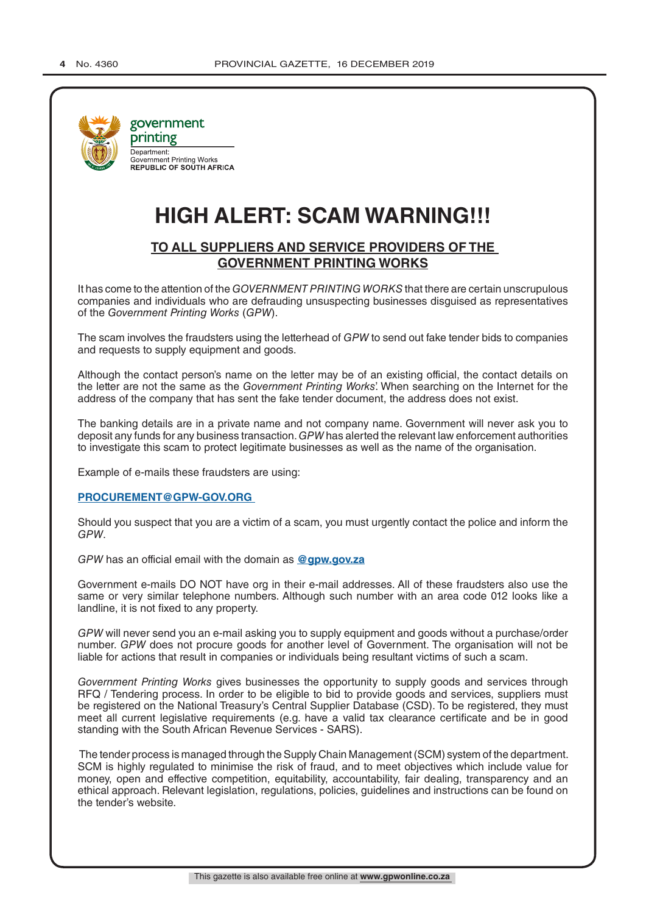government printing

Department:
Government Printing Works
**REPUBLIC OF SOUTH AFRICA**

# HIGH ALERT: SCAM WARNING!!!

## TO ALL SUPPLIERS AND SERVICE PROVIDERS OF THE GOVERNMENT PRINTING WORKS

It has come to the attention of the *GOVERNMENT PRINTING WORKS* that there are certain unscrupulous companies and individuals who are defrauding unsuspecting businesses disguised as representatives of the *Government Printing Works* (*GPW*).

The scam involves the fraudsters using the letterhead of *GPW* to send out fake tender bids to companies and requests to supply equipment and goods.

Although the contact person's name on the letter may be of an existing official, the contact details on the letter are not the same as the *Government Printing Works*'. When searching on the Internet for the address of the company that has sent the fake tender document, the address does not exist.

The banking details are in a private name and not company name. Government will never ask you to deposit any funds for any business transaction. *GPW* has alerted the relevant law enforcement authorities to investigate this scam to protect legitimate businesses as well as the name of the organisation.

Example of e-mails these fraudsters are using:

**PROCUREMENT@GPW-GOV.ORG**

Should you suspect that you are a victim of a scam, you must urgently contact the police and inform the *GPW*.

*GPW* has an official email with the domain as **@gpw.gov.za**

Government e-mails DO NOT have org in their e-mail addresses. All of these fraudsters also use the same or very similar telephone numbers. Although such number with an area code 012 looks like a landline, it is not fixed to any property.

*GPW* will never send you an e-mail asking you to supply equipment and goods without a purchase/order number. *GPW* does not procure goods for another level of Government. The organisation will not be liable for actions that result in companies or individuals being resultant victims of such a scam.

*Government Printing Works* gives businesses the opportunity to supply goods and services through RFQ / Tendering process. In order to be eligible to bid to provide goods and services, suppliers must be registered on the National Treasury's Central Supplier Database (CSD). To be registered, they must meet all current legislative requirements (e.g. have a valid tax clearance certificate and be in good standing with the South African Revenue Services - SARS).

The tender process is managed through the Supply Chain Management (SCM) system of the department. SCM is highly regulated to minimise the risk of fraud, and to meet objectives which include value for money, open and effective competition, equitability, accountability, fair dealing, transparency and an ethical approach. Relevant legislation, regulations, policies, guidelines and instructions can be found on the tender's website.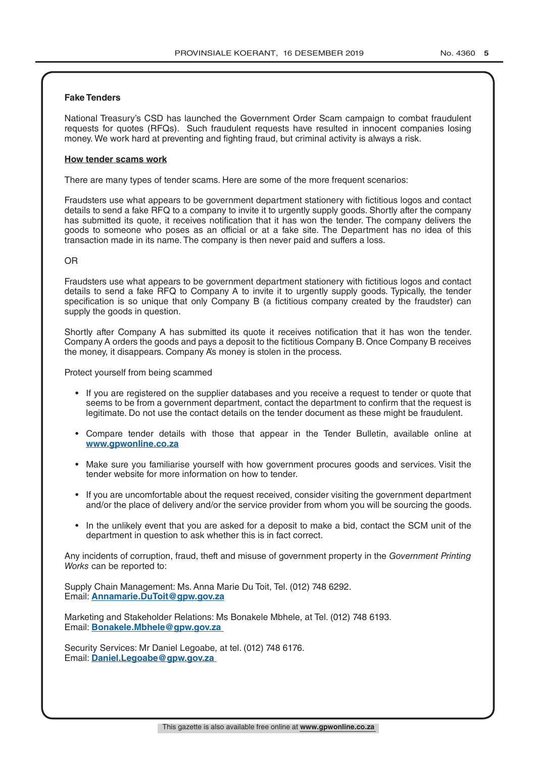**Fake Tenders**

National Treasury's CSD has launched the Government Order Scam campaign to combat fraudulent requests for quotes (RFQs). Such fraudulent requests have resulted in innocent companies losing money. We work hard at preventing and fighting fraud, but criminal activity is always a risk.

**How tender scams work**

There are many types of tender scams. Here are some of the more frequent scenarios:

Fraudsters use what appears to be government department stationery with fictitious logos and contact details to send a fake RFQ to a company to invite it to urgently supply goods. Shortly after the company has submitted its quote, it receives notification that it has won the tender. The company delivers the goods to someone who poses as an official or at a fake site. The Department has no idea of this transaction made in its name. The company is then never paid and suffers a loss.

OR

Fraudsters use what appears to be government department stationery with fictitious logos and contact details to send a fake RFQ to Company A to invite it to urgently supply goods. Typically, the tender specification is so unique that only Company B (a fictitious company created by the fraudster) can supply the goods in question.

Shortly after Company A has submitted its quote it receives notification that it has won the tender. Company A orders the goods and pays a deposit to the fictitious Company B. Once Company B receives the money, it disappears. Company A's money is stolen in the process.

Protect yourself from being scammed

- If you are registered on the supplier databases and you receive a request to tender or quote that seems to be from a government department, contact the department to confirm that the request is legitimate. Do not use the contact details on the tender document as these might be fraudulent.
- Compare tender details with those that appear in the Tender Bulletin, available online at **www.gpwonline.co.za**
- Make sure you familiarise yourself with how government procures goods and services. Visit the tender website for more information on how to tender.
- If you are uncomfortable about the request received, consider visiting the government department and/or the place of delivery and/or the service provider from whom you will be sourcing the goods.
- In the unlikely event that you are asked for a deposit to make a bid, contact the SCM unit of the department in question to ask whether this is in fact correct.

Any incidents of corruption, fraud, theft and misuse of government property in the *Government Printing Works* can be reported to:

Supply Chain Management: Ms. Anna Marie Du Toit, Tel. (012) 748 6292.
Email: **Annamarie.DuToit@gpw.gov.za**

Marketing and Stakeholder Relations: Ms Bonakele Mbhele, at Tel. (012) 748 6193.
Email: **Bonakele.Mbhele@gpw.gov.za**

Security Services: Mr Daniel Legoabe, at tel. (012) 748 6176.
Email: **Daniel.Legoabe@gpw.gov.za**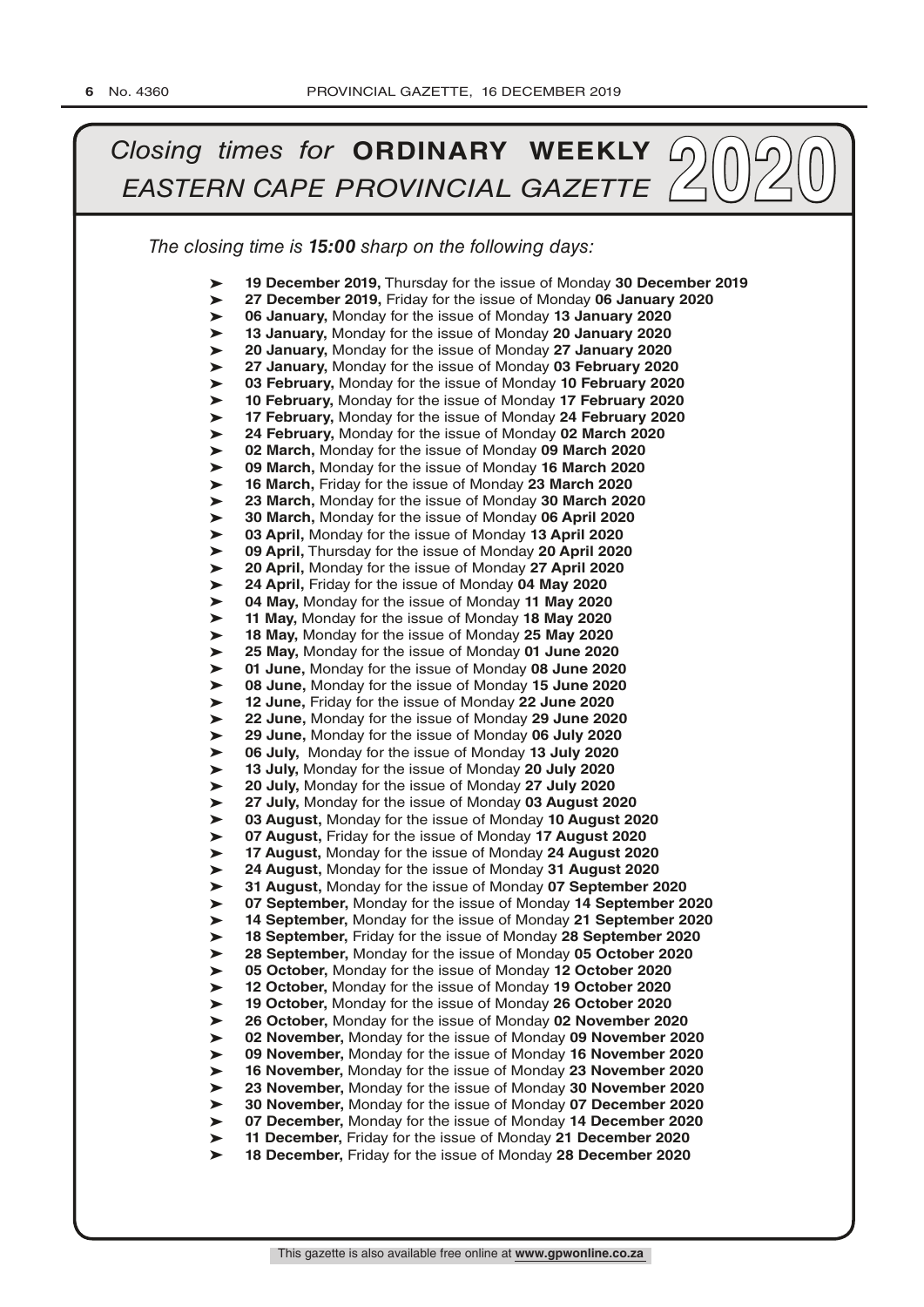# *Closing times for* **ORDINARY WEEKLY** *EASTERN CAPE PROVINCIAL GAZETTE* 2020

*The closing time is **15:00** sharp on the following days:*

- **19 December 2019,** Thursday for the issue of Monday **30 December 2019**
- **27 December 2019,** Friday for the issue of Monday **06 January 2020**
- **06 January,** Monday for the issue of Monday **13 January 2020**
- **13 January,** Monday for the issue of Monday **20 January 2020**
- **20 January,** Monday for the issue of Monday **27 January 2020**
- **27 January,** Monday for the issue of Monday **03 February 2020**
- **03 February,** Monday for the issue of Monday **10 February 2020**
- **10 February,** Monday for the issue of Monday **17 February 2020**
- **17 February,** Monday for the issue of Monday **24 February 2020**
- **24 February,** Monday for the issue of Monday **02 March 2020**
- **02 March,** Monday for the issue of Monday **09 March 2020**
- **09 March,** Monday for the issue of Monday **16 March 2020**
- **16 March,** Friday for the issue of Monday **23 March 2020**
- **23 March,** Monday for the issue of Monday **30 March 2020**
- **30 March,** Monday for the issue of Monday **06 April 2020**
- **03 April,** Monday for the issue of Monday **13 April 2020**
- **09 April,** Thursday for the issue of Monday **20 April 2020**
- **20 April,** Monday for the issue of Monday **27 April 2020**
- **24 April,** Friday for the issue of Monday **04 May 2020**
- **04 May,** Monday for the issue of Monday **11 May 2020**
- **11 May,** Monday for the issue of Monday **18 May 2020**
- **18 May,** Monday for the issue of Monday **25 May 2020**
- **25 May,** Monday for the issue of Monday **01 June 2020**
- **01 June,** Monday for the issue of Monday **08 June 2020**
- **08 June,** Monday for the issue of Monday **15 June 2020**
- **12 June,** Friday for the issue of Monday **22 June 2020**
- **22 June,** Monday for the issue of Monday **29 June 2020**
- **29 June,** Monday for the issue of Monday **06 July 2020**
- **06 July,** Monday for the issue of Monday **13 July 2020**
- **13 July,** Monday for the issue of Monday **20 July 2020**
- **20 July,** Monday for the issue of Monday **27 July 2020**
- **27 July,** Monday for the issue of Monday **03 August 2020**
- **03 August,** Monday for the issue of Monday **10 August 2020**
- **07 August,** Friday for the issue of Monday **17 August 2020**
- **17 August,** Monday for the issue of Monday **24 August 2020**
- **24 August,** Monday for the issue of Monday **31 August 2020**
- **31 August,** Monday for the issue of Monday **07 September 2020**
- **07 September,** Monday for the issue of Monday **14 September 2020**
- **14 September,** Monday for the issue of Monday **21 September 2020**
- **18 September,** Friday for the issue of Monday **28 September 2020**
- **28 September,** Monday for the issue of Monday **05 October 2020**
- **05 October,** Monday for the issue of Monday **12 October 2020**
- **12 October,** Monday for the issue of Monday **19 October 2020**
- **19 October,** Monday for the issue of Monday **26 October 2020**
- **26 October,** Monday for the issue of Monday **02 November 2020**
- **02 November,** Monday for the issue of Monday **09 November 2020**
- **09 November,** Monday for the issue of Monday **16 November 2020**
- **16 November,** Monday for the issue of Monday **23 November 2020**
- **23 November,** Monday for the issue of Monday **30 November 2020**
- **30 November,** Monday for the issue of Monday **07 December 2020**
- **07 December,** Monday for the issue of Monday **14 December 2020**
- **11 December,** Friday for the issue of Monday **21 December 2020**
- **18 December,** Friday for the issue of Monday **28 December 2020**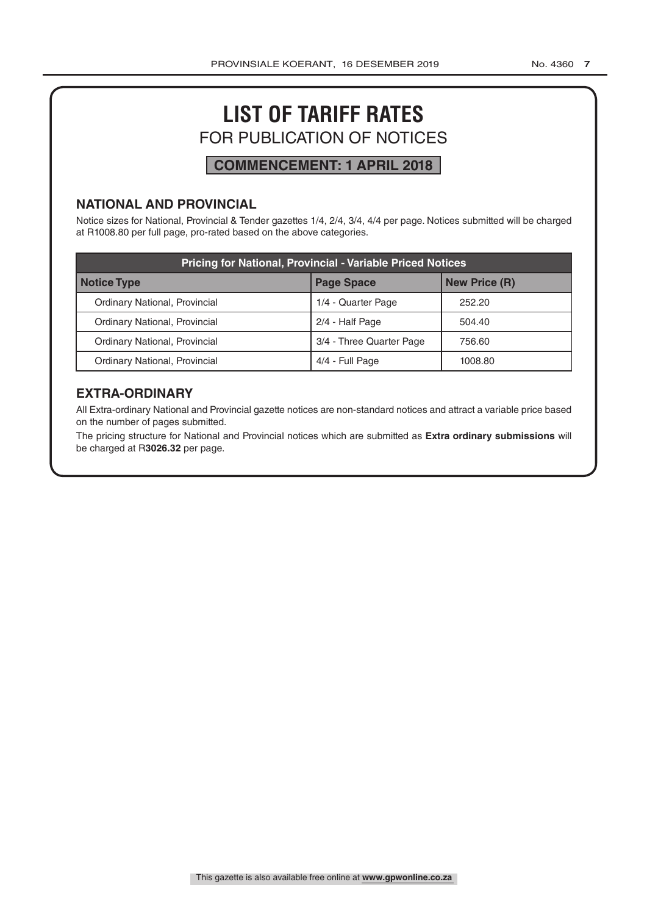# LIST OF TARIFF RATES

## FOR PUBLICATION OF NOTICES

**COMMENCEMENT: 1 APRIL 2018**

### NATIONAL AND PROVINCIAL

Notice sizes for National, Provincial & Tender gazettes 1/4, 2/4, 3/4, 4/4 per page. Notices submitted will be charged at R1008.80 per full page, pro-rated based on the above categories.

| Pricing for National, Provincial - Variable Priced Notices | | |
|---|---|---|
| **Notice Type** | **Page Space** | **New Price (R)** |
| Ordinary National, Provincial | 1/4 - Quarter Page | 252.20 |
| Ordinary National, Provincial | 2/4 - Half Page | 504.40 |
| Ordinary National, Provincial | 3/4 - Three Quarter Page | 756.60 |
| Ordinary National, Provincial | 4/4 - Full Page | 1008.80 |

### EXTRA-ORDINARY

All Extra-ordinary National and Provincial gazette notices are non-standard notices and attract a variable price based on the number of pages submitted.

The pricing structure for National and Provincial notices which are submitted as **Extra ordinary submissions** will be charged at R**3026.32** per page.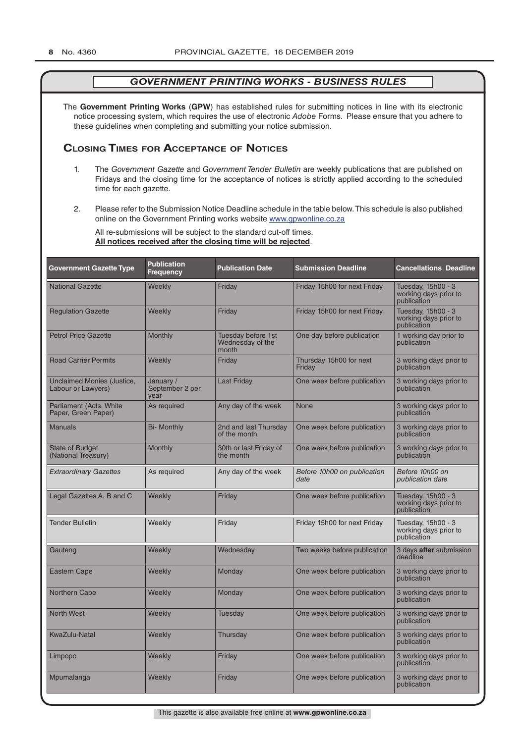## *GOVERNMENT PRINTING WORKS - BUSINESS RULES*

The **Government Printing Works** (**GPW**) has established rules for submitting notices in line with its electronic notice processing system, which requires the use of electronic *Adobe* Forms. Please ensure that you adhere to these guidelines when completing and submitting your notice submission.

## Closing Times for Acceptance of Notices

1. The *Government Gazette* and *Government Tender Bulletin* are weekly publications that are published on Fridays and the closing time for the acceptance of notices is strictly applied according to the scheduled time for each gazette.

2. Please refer to the Submission Notice Deadline schedule in the table below. This schedule is also published online on the Government Printing works website www.gpwonline.co.za

   All re-submissions will be subject to the standard cut-off times.
   **All notices received after the closing time will be rejected**.

| Government Gazette Type | Publication Frequency | Publication Date | Submission Deadline | Cancellations Deadline |
|---|---|---|---|---|
| National Gazette | Weekly | Friday | Friday 15h00 for next Friday | Tuesday, 15h00 - 3 working days prior to publication |
| Regulation Gazette | Weekly | Friday | Friday 15h00 for next Friday | Tuesday, 15h00 - 3 working days prior to publication |
| Petrol Price Gazette | Monthly | Tuesday before 1st Wednesday of the month | One day before publication | 1 working day prior to publication |
| Road Carrier Permits | Weekly | Friday | Thursday 15h00 for next Friday | 3 working days prior to publication |
| Unclaimed Monies (Justice, Labour or Lawyers) | January / September 2 per year | Last Friday | One week before publication | 3 working days prior to publication |
| Parliament (Acts, White Paper, Green Paper) | As required | Any day of the week | None | 3 working days prior to publication |
| Manuals | Bi- Monthly | 2nd and last Thursday of the month | One week before publication | 3 working days prior to publication |
| State of Budget (National Treasury) | Monthly | 30th or last Friday of the month | One week before publication | 3 working days prior to publication |
| *Extraordinary Gazettes* | As required | Any day of the week | *Before 10h00 on publication date* | *Before 10h00 on publication date* |
| Legal Gazettes A, B and C | Weekly | Friday | One week before publication | Tuesday, 15h00 - 3 working days prior to publication |
| Tender Bulletin | Weekly | Friday | Friday 15h00 for next Friday | Tuesday, 15h00 - 3 working days prior to publication |
| Gauteng | Weekly | Wednesday | Two weeks before publication | 3 days **after** submission deadline |
| Eastern Cape | Weekly | Monday | One week before publication | 3 working days prior to publication |
| Northern Cape | Weekly | Monday | One week before publication | 3 working days prior to publication |
| North West | Weekly | Tuesday | One week before publication | 3 working days prior to publication |
| KwaZulu-Natal | Weekly | Thursday | One week before publication | 3 working days prior to publication |
| Limpopo | Weekly | Friday | One week before publication | 3 working days prior to publication |
| Mpumalanga | Weekly | Friday | One week before publication | 3 working days prior to publication |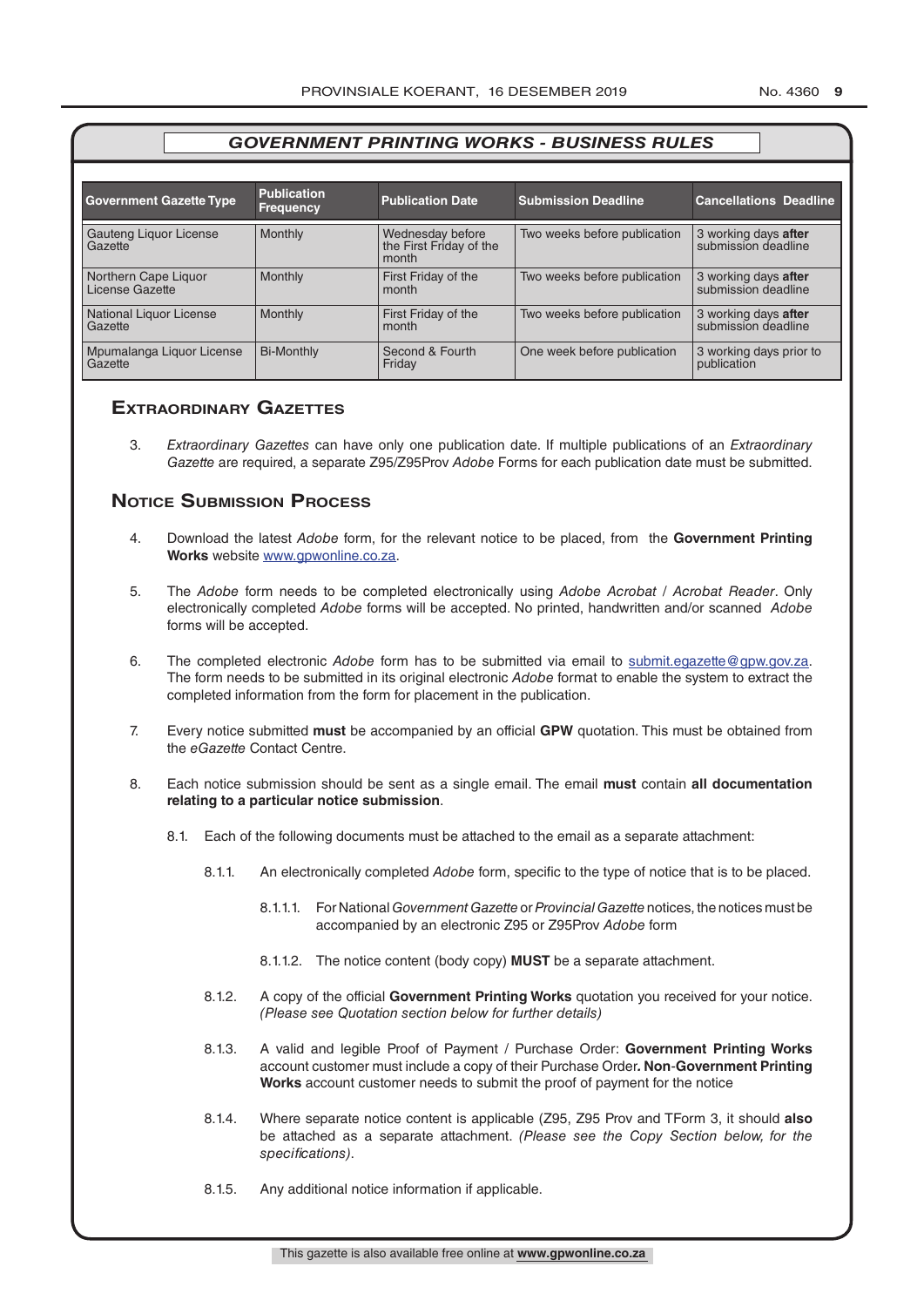## GOVERNMENT PRINTING WORKS - BUSINESS RULES

| Government Gazette Type | Publication Frequency | Publication Date | Submission Deadline | Cancellations Deadline |
|---|---|---|---|---|
| Gauteng Liquor License Gazette | Monthly | Wednesday before the First Friday of the month | Two weeks before publication | 3 working days **after** submission deadline |
| Northern Cape Liquor License Gazette | Monthly | First Friday of the month | Two weeks before publication | 3 working days **after** submission deadline |
| National Liquor License Gazette | Monthly | First Friday of the month | Two weeks before publication | 3 working days **after** submission deadline |
| Mpumalanga Liquor License Gazette | Bi-Monthly | Second & Fourth Friday | One week before publication | 3 working days prior to publication |

## Extraordinary Gazettes

3. *Extraordinary Gazettes* can have only one publication date. If multiple publications of an *Extraordinary Gazette* are required, a separate Z95/Z95Prov *Adobe* Forms for each publication date must be submitted.

## Notice Submission Process

4. Download the latest *Adobe* form, for the relevant notice to be placed, from the **Government Printing Works** website www.gpwonline.co.za.

5. The *Adobe* form needs to be completed electronically using *Adobe Acrobat* / *Acrobat Reader*. Only electronically completed *Adobe* forms will be accepted. No printed, handwritten and/or scanned *Adobe* forms will be accepted.

6. The completed electronic *Adobe* form has to be submitted via email to submit.egazette@gpw.gov.za. The form needs to be submitted in its original electronic *Adobe* format to enable the system to extract the completed information from the form for placement in the publication.

7. Every notice submitted **must** be accompanied by an official **GPW** quotation. This must be obtained from the *eGazette* Contact Centre.

8. Each notice submission should be sent as a single email. The email **must** contain **all documentation relating to a particular notice submission**.

   8.1. Each of the following documents must be attached to the email as a separate attachment:

   8.1.1. An electronically completed *Adobe* form, specific to the type of notice that is to be placed.

   8.1.1.1. For National *Government Gazette* or *Provincial Gazette* notices, the notices must be accompanied by an electronic Z95 or Z95Prov *Adobe* form

   8.1.1.2. The notice content (body copy) **MUST** be a separate attachment.

   8.1.2. A copy of the official **Government Printing Works** quotation you received for your notice. *(Please see Quotation section below for further details)*

   8.1.3. A valid and legible Proof of Payment / Purchase Order: **Government Printing Works** account customer must include a copy of their Purchase Order**. Non**-**Government Printing Works** account customer needs to submit the proof of payment for the notice

   8.1.4. Where separate notice content is applicable (Z95, Z95 Prov and TForm 3, it should **also** be attached as a separate attachment. *(Please see the Copy Section below, for the specifications)*.

   8.1.5. Any additional notice information if applicable.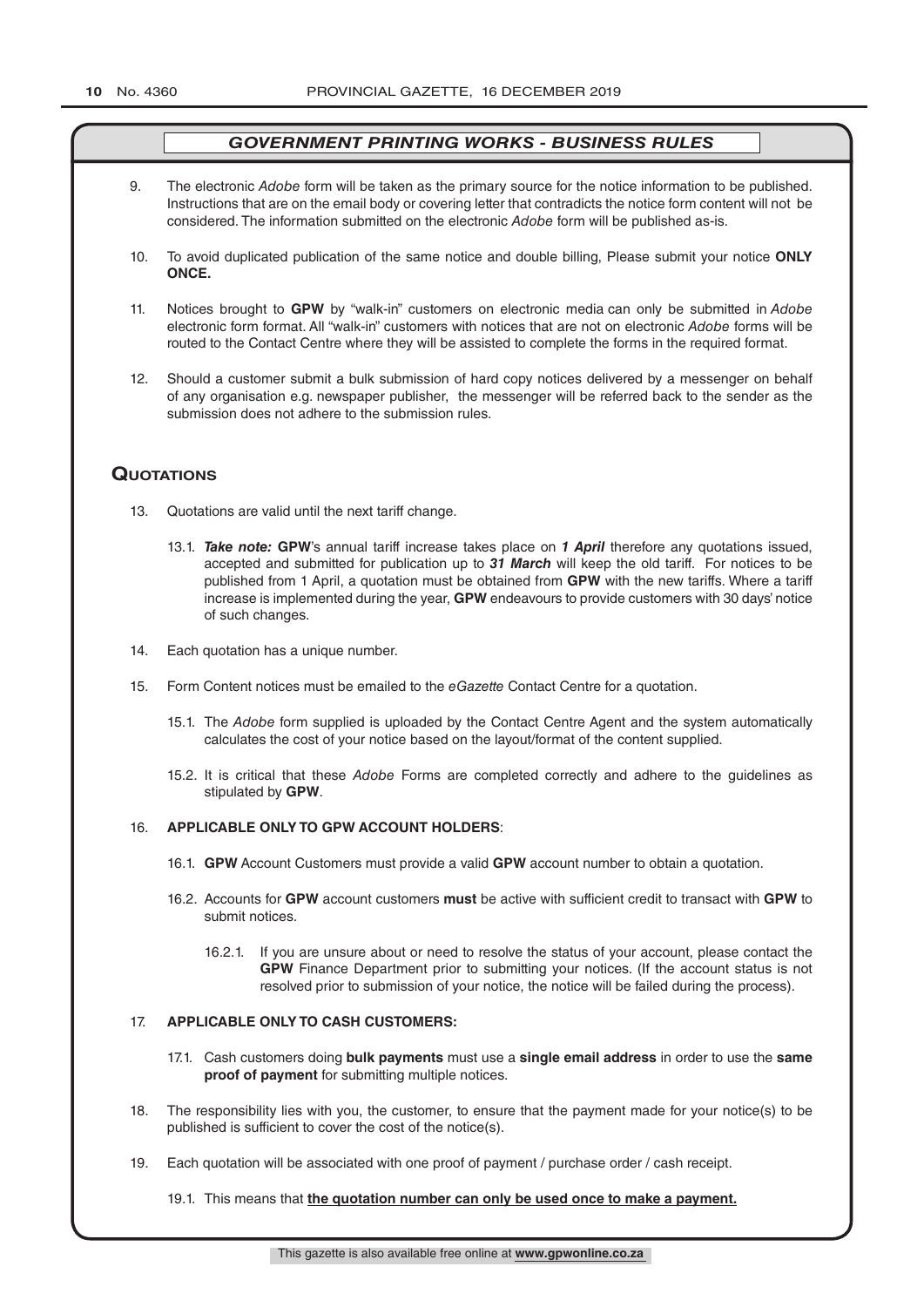## *GOVERNMENT PRINTING WORKS - BUSINESS RULES*

9. The electronic *Adobe* form will be taken as the primary source for the notice information to be published. Instructions that are on the email body or covering letter that contradicts the notice form content will not be considered. The information submitted on the electronic *Adobe* form will be published as-is.

10. To avoid duplicated publication of the same notice and double billing, Please submit your notice **ONLY ONCE.**

11. Notices brought to **GPW** by "walk-in" customers on electronic media can only be submitted in *Adobe* electronic form format. All "walk-in" customers with notices that are not on electronic *Adobe* forms will be routed to the Contact Centre where they will be assisted to complete the forms in the required format.

12. Should a customer submit a bulk submission of hard copy notices delivered by a messenger on behalf of any organisation e.g. newspaper publisher, the messenger will be referred back to the sender as the submission does not adhere to the submission rules.

## Quotations

13. Quotations are valid until the next tariff change.

    13.1. ***Take note:*** **GPW**'s annual tariff increase takes place on ***1 April*** therefore any quotations issued, accepted and submitted for publication up to ***31 March*** will keep the old tariff. For notices to be published from 1 April, a quotation must be obtained from **GPW** with the new tariffs. Where a tariff increase is implemented during the year, **GPW** endeavours to provide customers with 30 days' notice of such changes.

14. Each quotation has a unique number.

15. Form Content notices must be emailed to the *eGazette* Contact Centre for a quotation.

    15.1. The *Adobe* form supplied is uploaded by the Contact Centre Agent and the system automatically calculates the cost of your notice based on the layout/format of the content supplied.

    15.2. It is critical that these *Adobe* Forms are completed correctly and adhere to the guidelines as stipulated by **GPW**.

16. **APPLICABLE ONLY TO GPW ACCOUNT HOLDERS**:

    16.1. **GPW** Account Customers must provide a valid **GPW** account number to obtain a quotation.

    16.2. Accounts for **GPW** account customers **must** be active with sufficient credit to transact with **GPW** to submit notices.

    16.2.1. If you are unsure about or need to resolve the status of your account, please contact the **GPW** Finance Department prior to submitting your notices. (If the account status is not resolved prior to submission of your notice, the notice will be failed during the process).

17. **APPLICABLE ONLY TO CASH CUSTOMERS:**

    17.1. Cash customers doing **bulk payments** must use a **single email address** in order to use the **same proof of payment** for submitting multiple notices.

18. The responsibility lies with you, the customer, to ensure that the payment made for your notice(s) to be published is sufficient to cover the cost of the notice(s).

19. Each quotation will be associated with one proof of payment / purchase order / cash receipt.

    19.1. This means that **the quotation number can only be used once to make a payment.**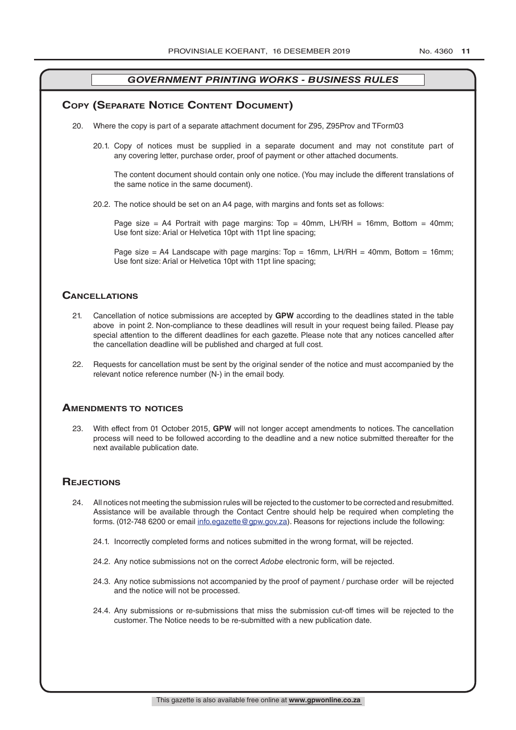## GOVERNMENT PRINTING WORKS - BUSINESS RULES

### Copy (Separate Notice Content Document)

20. Where the copy is part of a separate attachment document for Z95, Z95Prov and TForm03

    20.1. Copy of notices must be supplied in a separate document and may not constitute part of any covering letter, purchase order, proof of payment or other attached documents.

    The content document should contain only one notice. (You may include the different translations of the same notice in the same document).

    20.2. The notice should be set on an A4 page, with margins and fonts set as follows:

    Page size = A4 Portrait with page margins: Top = 40mm, LH/RH = 16mm, Bottom = 40mm; Use font size: Arial or Helvetica 10pt with 11pt line spacing;

    Page size = A4 Landscape with page margins: Top = 16mm, LH/RH = 40mm, Bottom = 16mm; Use font size: Arial or Helvetica 10pt with 11pt line spacing;

### Cancellations

21. Cancellation of notice submissions are accepted by **GPW** according to the deadlines stated in the table above in point 2. Non-compliance to these deadlines will result in your request being failed. Please pay special attention to the different deadlines for each gazette. Please note that any notices cancelled after the cancellation deadline will be published and charged at full cost.

22. Requests for cancellation must be sent by the original sender of the notice and must accompanied by the relevant notice reference number (N-) in the email body.

### Amendments to notices

23. With effect from 01 October 2015, **GPW** will not longer accept amendments to notices. The cancellation process will need to be followed according to the deadline and a new notice submitted thereafter for the next available publication date.

### Rejections

24. All notices not meeting the submission rules will be rejected to the customer to be corrected and resubmitted. Assistance will be available through the Contact Centre should help be required when completing the forms. (012-748 6200 or email info.egazette@gpw.gov.za). Reasons for rejections include the following:

    24.1. Incorrectly completed forms and notices submitted in the wrong format, will be rejected.

    24.2. Any notice submissions not on the correct *Adobe* electronic form, will be rejected.

    24.3. Any notice submissions not accompanied by the proof of payment / purchase order will be rejected and the notice will not be processed.

    24.4. Any submissions or re-submissions that miss the submission cut-off times will be rejected to the customer. The Notice needs to be re-submitted with a new publication date.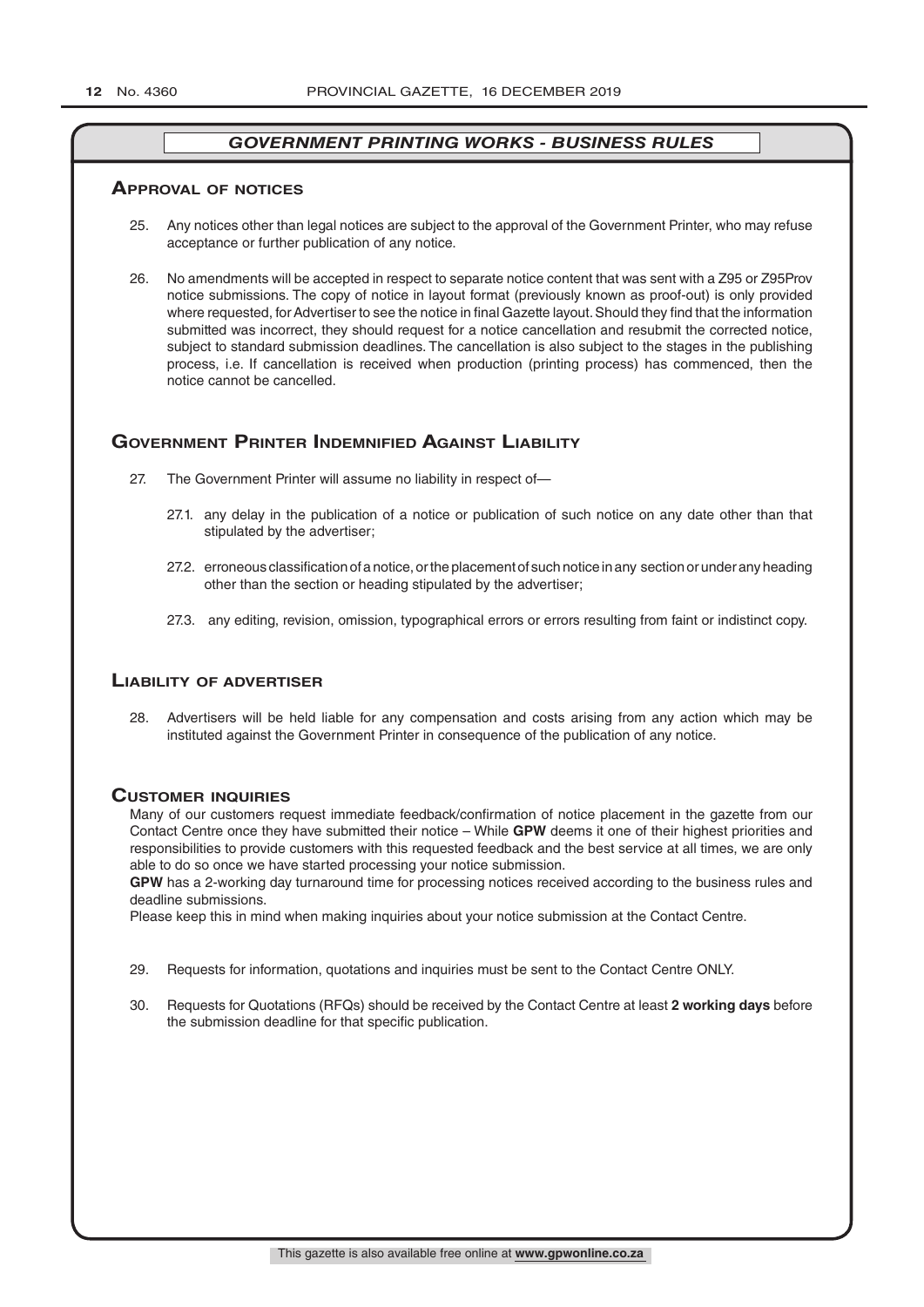## *GOVERNMENT PRINTING WORKS - BUSINESS RULES*

### Approval of notices

25. Any notices other than legal notices are subject to the approval of the Government Printer, who may refuse acceptance or further publication of any notice.

26. No amendments will be accepted in respect to separate notice content that was sent with a Z95 or Z95Prov notice submissions. The copy of notice in layout format (previously known as proof-out) is only provided where requested, for Advertiser to see the notice in final Gazette layout. Should they find that the information submitted was incorrect, they should request for a notice cancellation and resubmit the corrected notice, subject to standard submission deadlines. The cancellation is also subject to the stages in the publishing process, i.e. If cancellation is received when production (printing process) has commenced, then the notice cannot be cancelled.

### Government Printer Indemnified Against Liability

27. The Government Printer will assume no liability in respect of—

    27.1. any delay in the publication of a notice or publication of such notice on any date other than that stipulated by the advertiser;

    27.2. erroneous classification of a notice, or the placement of such notice in any section or under any heading other than the section or heading stipulated by the advertiser;

    27.3. any editing, revision, omission, typographical errors or errors resulting from faint or indistinct copy.

### Liability of advertiser

28. Advertisers will be held liable for any compensation and costs arising from any action which may be instituted against the Government Printer in consequence of the publication of any notice.

### Customer inquiries

Many of our customers request immediate feedback/confirmation of notice placement in the gazette from our Contact Centre once they have submitted their notice – While **GPW** deems it one of their highest priorities and responsibilities to provide customers with this requested feedback and the best service at all times, we are only able to do so once we have started processing your notice submission.

**GPW** has a 2-working day turnaround time for processing notices received according to the business rules and deadline submissions.

Please keep this in mind when making inquiries about your notice submission at the Contact Centre.

29. Requests for information, quotations and inquiries must be sent to the Contact Centre ONLY.

30. Requests for Quotations (RFQs) should be received by the Contact Centre at least **2 working days** before the submission deadline for that specific publication.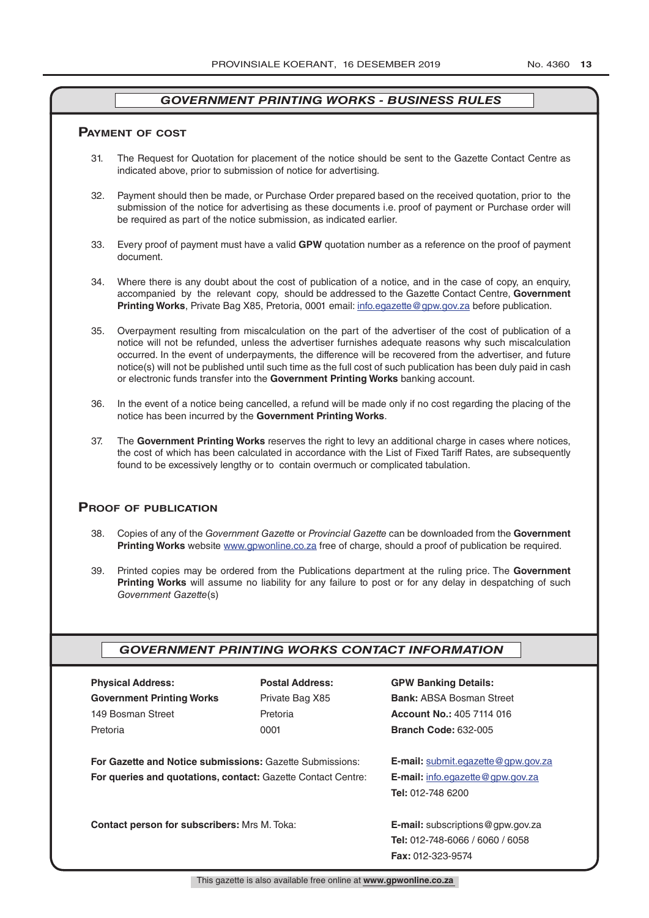## GOVERNMENT PRINTING WORKS - BUSINESS RULES

### Payment of cost

31. The Request for Quotation for placement of the notice should be sent to the Gazette Contact Centre as indicated above, prior to submission of notice for advertising.

32. Payment should then be made, or Purchase Order prepared based on the received quotation, prior to the submission of the notice for advertising as these documents i.e. proof of payment or Purchase order will be required as part of the notice submission, as indicated earlier.

33. Every proof of payment must have a valid **GPW** quotation number as a reference on the proof of payment document.

34. Where there is any doubt about the cost of publication of a notice, and in the case of copy, an enquiry, accompanied by the relevant copy, should be addressed to the Gazette Contact Centre, **Government Printing Works**, Private Bag X85, Pretoria, 0001 email: info.egazette@gpw.gov.za before publication.

35. Overpayment resulting from miscalculation on the part of the advertiser of the cost of publication of a notice will not be refunded, unless the advertiser furnishes adequate reasons why such miscalculation occurred. In the event of underpayments, the difference will be recovered from the advertiser, and future notice(s) will not be published until such time as the full cost of such publication has been duly paid in cash or electronic funds transfer into the **Government Printing Works** banking account.

36. In the event of a notice being cancelled, a refund will be made only if no cost regarding the placing of the notice has been incurred by the **Government Printing Works**.

37. The **Government Printing Works** reserves the right to levy an additional charge in cases where notices, the cost of which has been calculated in accordance with the List of Fixed Tariff Rates, are subsequently found to be excessively lengthy or to contain overmuch or complicated tabulation.

### Proof of publication

38. Copies of any of the *Government Gazette* or *Provincial Gazette* can be downloaded from the **Government Printing Works** website www.gpwonline.co.za free of charge, should a proof of publication be required.

39. Printed copies may be ordered from the Publications department at the ruling price. The **Government Printing Works** will assume no liability for any failure to post or for any delay in despatching of such *Government Gazette*(s)

## GOVERNMENT PRINTING WORKS CONTACT INFORMATION

**Physical Address:**
**Government Printing Works**
149 Bosman Street
Pretoria

**Postal Address:**
Private Bag X85
Pretoria
0001

**GPW Banking Details:**
**Bank:** ABSA Bosman Street
**Account No.:** 405 7114 016
**Branch Code:** 632-005

**For Gazette and Notice submissions:** Gazette Submissions: **E-mail:** submit.egazette@gpw.gov.za

**For queries and quotations, contact:** Gazette Contact Centre: **E-mail:** info.egazette@gpw.gov.za
**Tel:** 012-748 6200

**Contact person for subscribers:** Mrs M. Toka: **E-mail:** subscriptions@gpw.gov.za
**Tel:** 012-748-6066 / 6060 / 6058
**Fax:** 012-323-9574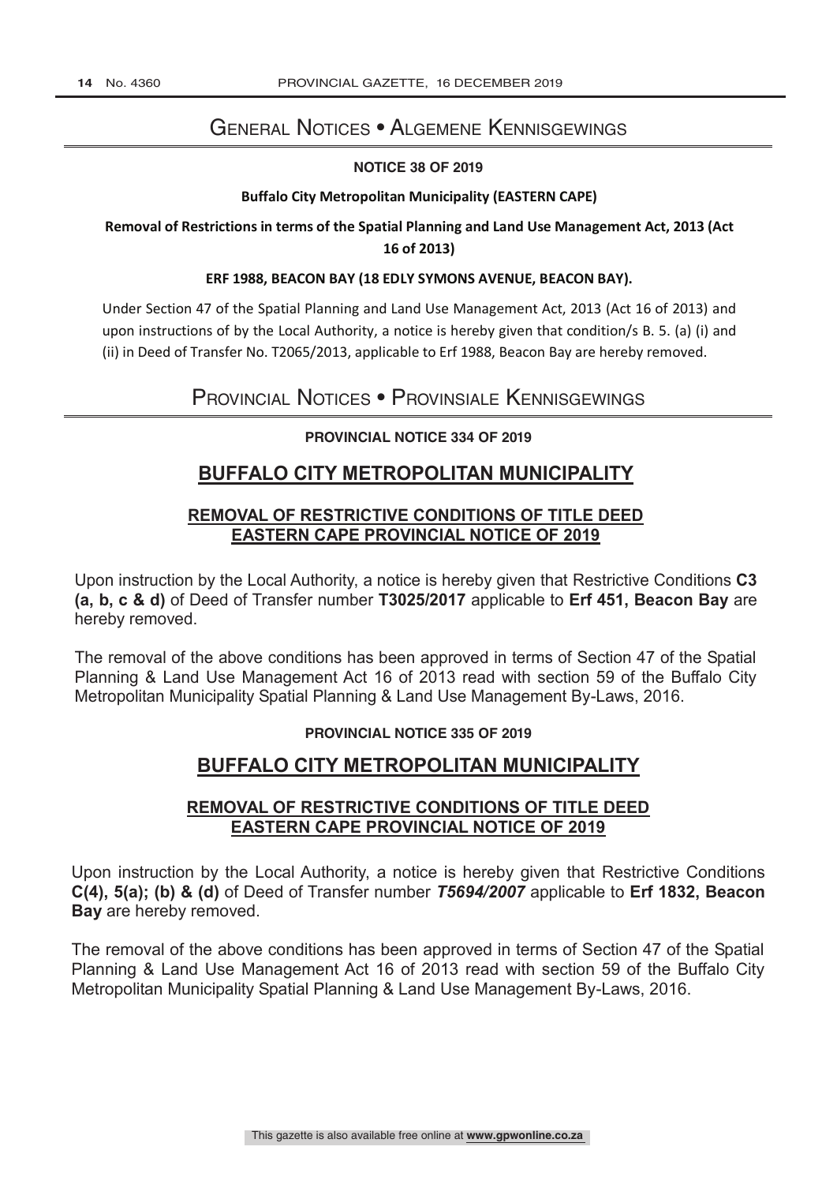## General Notices • Algemene Kennisgewings

**NOTICE 38 OF 2019**

**Buffalo City Metropolitan Municipality (EASTERN CAPE)**

**Removal of Restrictions in terms of the Spatial Planning and Land Use Management Act, 2013 (Act 16 of 2013)**

**ERF 1988, BEACON BAY (18 EDLY SYMONS AVENUE, BEACON BAY).**

Under Section 47 of the Spatial Planning and Land Use Management Act, 2013 (Act 16 of 2013) and upon instructions of by the Local Authority, a notice is hereby given that condition/s B. 5. (a) (i) and (ii) in Deed of Transfer No. T2065/2013, applicable to Erf 1988, Beacon Bay are hereby removed.

## Provincial Notices • Provinsiale Kennisgewings

**PROVINCIAL NOTICE 334 OF 2019**

### BUFFALO CITY METROPOLITAN MUNICIPALITY

**REMOVAL OF RESTRICTIVE CONDITIONS OF TITLE DEED**
**EASTERN CAPE PROVINCIAL NOTICE OF 2019**

Upon instruction by the Local Authority, a notice is hereby given that Restrictive Conditions **C3 (a, b, c & d)** of Deed of Transfer number **T3025/2017** applicable to **Erf 451, Beacon Bay** are hereby removed.

The removal of the above conditions has been approved in terms of Section 47 of the Spatial Planning & Land Use Management Act 16 of 2013 read with section 59 of the Buffalo City Metropolitan Municipality Spatial Planning & Land Use Management By-Laws, 2016.

**PROVINCIAL NOTICE 335 OF 2019**

### BUFFALO CITY METROPOLITAN MUNICIPALITY

**REMOVAL OF RESTRICTIVE CONDITIONS OF TITLE DEED**
**EASTERN CAPE PROVINCIAL NOTICE OF 2019**

Upon instruction by the Local Authority, a notice is hereby given that Restrictive Conditions **C(4), 5(a); (b) & (d)** of Deed of Transfer number ***T5694/2007*** applicable to **Erf 1832, Beacon Bay** are hereby removed.

The removal of the above conditions has been approved in terms of Section 47 of the Spatial Planning & Land Use Management Act 16 of 2013 read with section 59 of the Buffalo City Metropolitan Municipality Spatial Planning & Land Use Management By-Laws, 2016.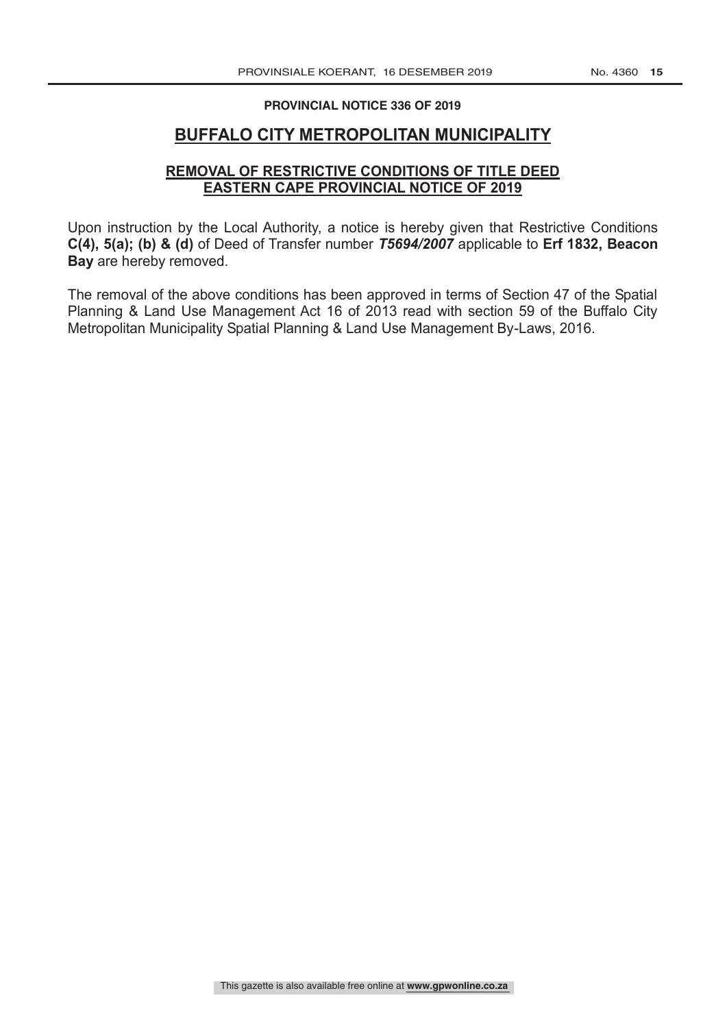**PROVINCIAL NOTICE 336 OF 2019**

# BUFFALO CITY METROPOLITAN MUNICIPALITY

## REMOVAL OF RESTRICTIVE CONDITIONS OF TITLE DEED EASTERN CAPE PROVINCIAL NOTICE OF 2019

Upon instruction by the Local Authority, a notice is hereby given that Restrictive Conditions **C(4), 5(a); (b) & (d)** of Deed of Transfer number ***T5694/2007*** applicable to **Erf 1832, Beacon Bay** are hereby removed.

The removal of the above conditions has been approved in terms of Section 47 of the Spatial Planning & Land Use Management Act 16 of 2013 read with section 59 of the Buffalo City Metropolitan Municipality Spatial Planning & Land Use Management By-Laws, 2016.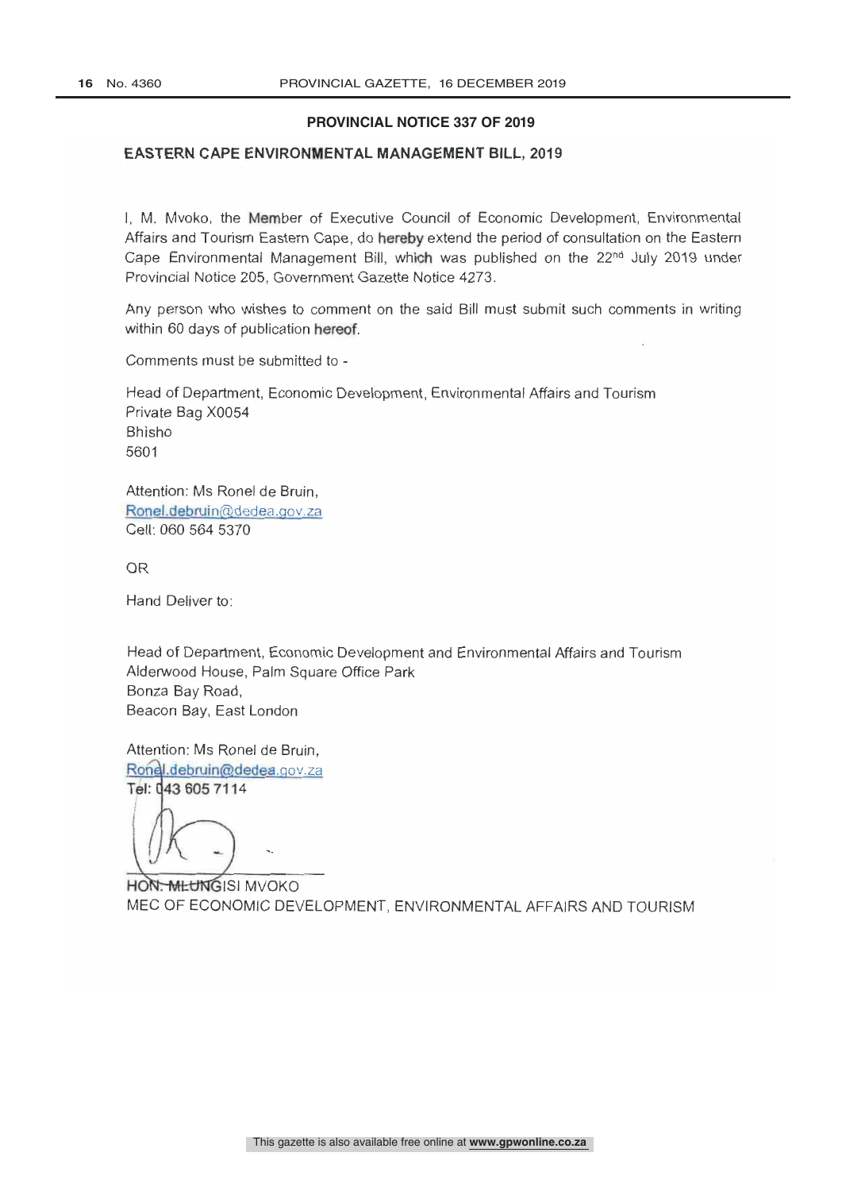## PROVINCIAL NOTICE 337 OF 2019

## EASTERN CAPE ENVIRONMENTAL MANAGEMENT BILL, 2019

I, M. Mvoko, the Member of Executive Council of Economic Development, Environmental Affairs and Tourism Eastern Cape, do hereby extend the period of consultation on the Eastern Cape Environmental Management Bill, which was published on the 22nd July 2019 under Provincial Notice 205, Government Gazette Notice 4273.

Any person who wishes to comment on the said Bill must submit such comments in writing within 60 days of publication hereof.

Comments must be submitted to -

Head of Department, Economic Development, Environmental Affairs and Tourism
Private Bag X0054
Bhisho
5601

Attention: Ms Ronel de Bruin,
Ronel.debruin@dedea.gov.za
Cell: 060 564 5370

OR

Hand Deliver to:

Head of Department, Economic Development and Environmental Affairs and Tourism
Alderwood House, Palm Square Office Park
Bonza Bay Road,
Beacon Bay, East London

Attention: Ms Ronel de Bruin,
Ronel.debruin@dedea.gov.za
Tel: 043 605 7114

HON. MLUNGISI MVOKO
MEC OF ECONOMIC DEVELOPMENT, ENVIRONMENTAL AFFAIRS AND TOURISM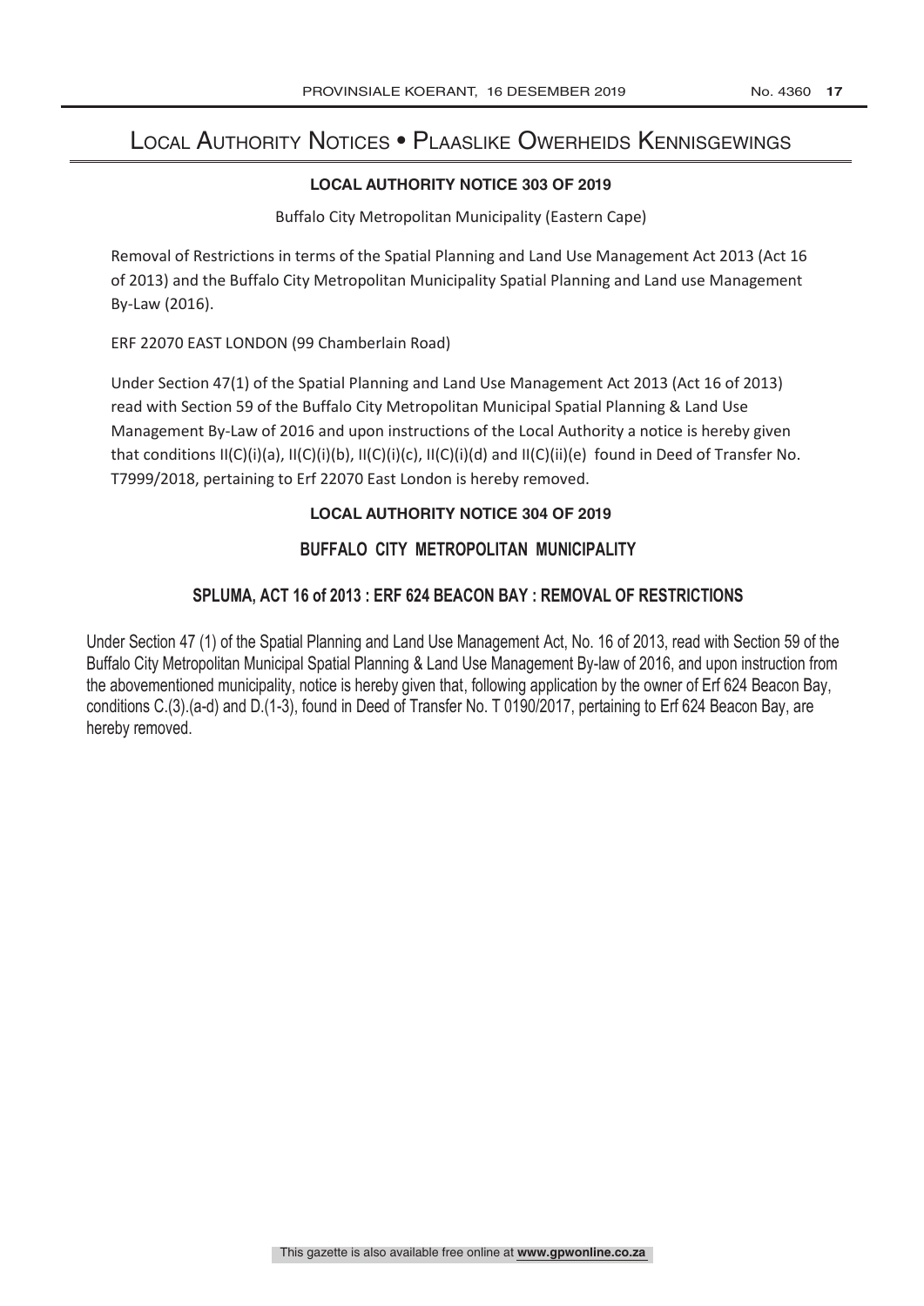# Local Authority Notices • Plaaslike Owerheids Kennisgewings

## LOCAL AUTHORITY NOTICE 303 OF 2019

Buffalo City Metropolitan Municipality (Eastern Cape)

Removal of Restrictions in terms of the Spatial Planning and Land Use Management Act 2013 (Act 16 of 2013) and the Buffalo City Metropolitan Municipality Spatial Planning and Land use Management By-Law (2016).

ERF 22070 EAST LONDON (99 Chamberlain Road)

Under Section 47(1) of the Spatial Planning and Land Use Management Act 2013 (Act 16 of 2013) read with Section 59 of the Buffalo City Metropolitan Municipal Spatial Planning & Land Use Management By-Law of 2016 and upon instructions of the Local Authority a notice is hereby given that conditions II(C)(i)(a), II(C)(i)(b), II(C)(i)(c), II(C)(i)(d) and II(C)(ii)(e) found in Deed of Transfer No. T7999/2018, pertaining to Erf 22070 East London is hereby removed.

## LOCAL AUTHORITY NOTICE 304 OF 2019

### BUFFALO CITY METROPOLITAN MUNICIPALITY

### SPLUMA, ACT 16 of 2013 : ERF 624 BEACON BAY : REMOVAL OF RESTRICTIONS

Under Section 47 (1) of the Spatial Planning and Land Use Management Act, No. 16 of 2013, read with Section 59 of the Buffalo City Metropolitan Municipal Spatial Planning & Land Use Management By-law of 2016, and upon instruction from the abovementioned municipality, notice is hereby given that, following application by the owner of Erf 624 Beacon Bay, conditions C.(3).(a-d) and D.(1-3), found in Deed of Transfer No. T 0190/2017, pertaining to Erf 624 Beacon Bay, are hereby removed.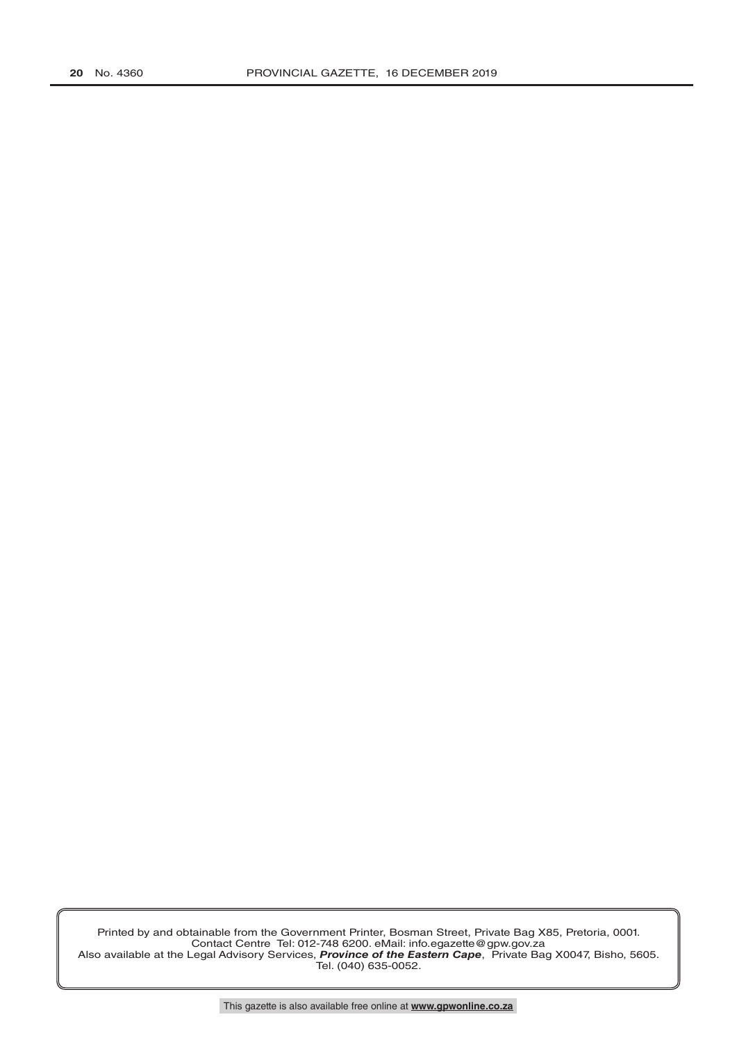Printed by and obtainable from the Government Printer, Bosman Street, Private Bag X85, Pretoria, 0001.
Contact Centre Tel: 012-748 6200. eMail: info.egazette@gpw.gov.za
Also available at the Legal Advisory Services, ***Province of the Eastern Cape***, Private Bag X0047, Bisho, 5605.
Tel. (040) 635-0052.

This gazette is also available free online at **www.gpwonline.co.za**